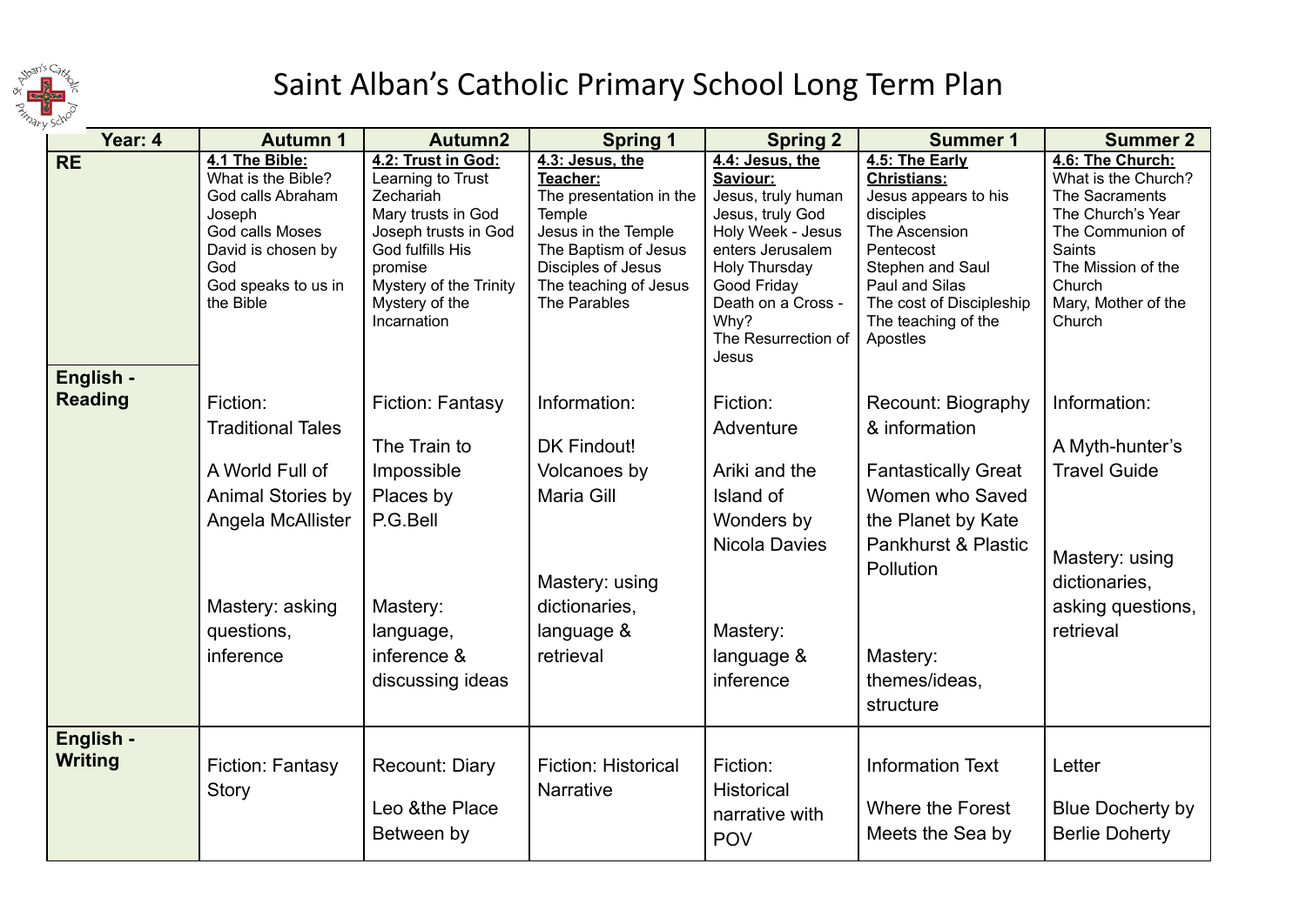# Saint Alban's Catholic Primary School Long Term Plan

| Year: 4 | Autumn 1 | Autumn2 | Spring 1 | Spring 2 | Summer 1 | Summer 2 |
|---|---|---|---|---|---|---|
| **RE** | **4.1 The Bible:**<br>What is the Bible?<br>God calls Abraham<br>Joseph<br>God calls Moses<br>David is chosen by God<br>God speaks to us in the Bible | **4.2: Trust in God:**<br>Learning to Trust<br>Zechariah<br>Mary trusts in God<br>Joseph trusts in God<br>God fulfills His promise<br>Mystery of the Trinity<br>Mystery of the Incarnation | **4.3: Jesus, the Teacher:**<br>The presentation in the Temple<br>Jesus in the Temple<br>The Baptism of Jesus<br>Disciples of Jesus<br>The teaching of Jesus<br>The Parables | **4.4: Jesus, the Saviour:**<br>Jesus, truly human<br>Jesus, truly God<br>Holy Week - Jesus enters Jerusalem<br>Holy Thursday<br>Good Friday<br>Death on a Cross - Why?<br>The Resurrection of Jesus | **4.5: The Early Christians:**<br>Jesus appears to his disciples<br>The Ascension<br>Pentecost<br>Stephen and Saul<br>Paul and Silas<br>The cost of Discipleship<br>The teaching of the Apostles | **4.6: The Church:**<br>What is the Church?<br>The Sacraments<br>The Church's Year<br>The Communion of Saints<br>The Mission of the Church<br>Mary, Mother of the Church |
| **English - Reading** | Fiction: Traditional Tales<br><br>A World Full of Animal Stories by Angela McAllister<br><br>Mastery: asking questions, inference | Fiction: Fantasy<br><br>The Train to Impossible Places by P.G.Bell<br><br>Mastery: language, inference & discussing ideas | Information:<br><br>DK Findout! Volcanoes by Maria Gill<br><br>Mastery: using dictionaries, language & retrieval | Fiction: Adventure<br><br>Ariki and the Island of Wonders by Nicola Davies<br><br>Mastery: language & inference | Recount: Biography & information<br><br>Fantastically Great Women who Saved the Planet by Kate Pankhurst & Plastic Pollution<br><br>Mastery: themes/ideas, structure | Information:<br><br>A Myth-hunter's Travel Guide<br><br>Mastery: using dictionaries, asking questions, retrieval |
| **English - Writing** | Fiction: Fantasy Story | Recount: Diary<br><br>Leo &the Place Between by | Fiction: Historical Narrative | Fiction: Historical narrative with POV | Information Text<br><br>Where the Forest Meets the Sea by | Letter<br><br>Blue Docherty by Berlie Doherty |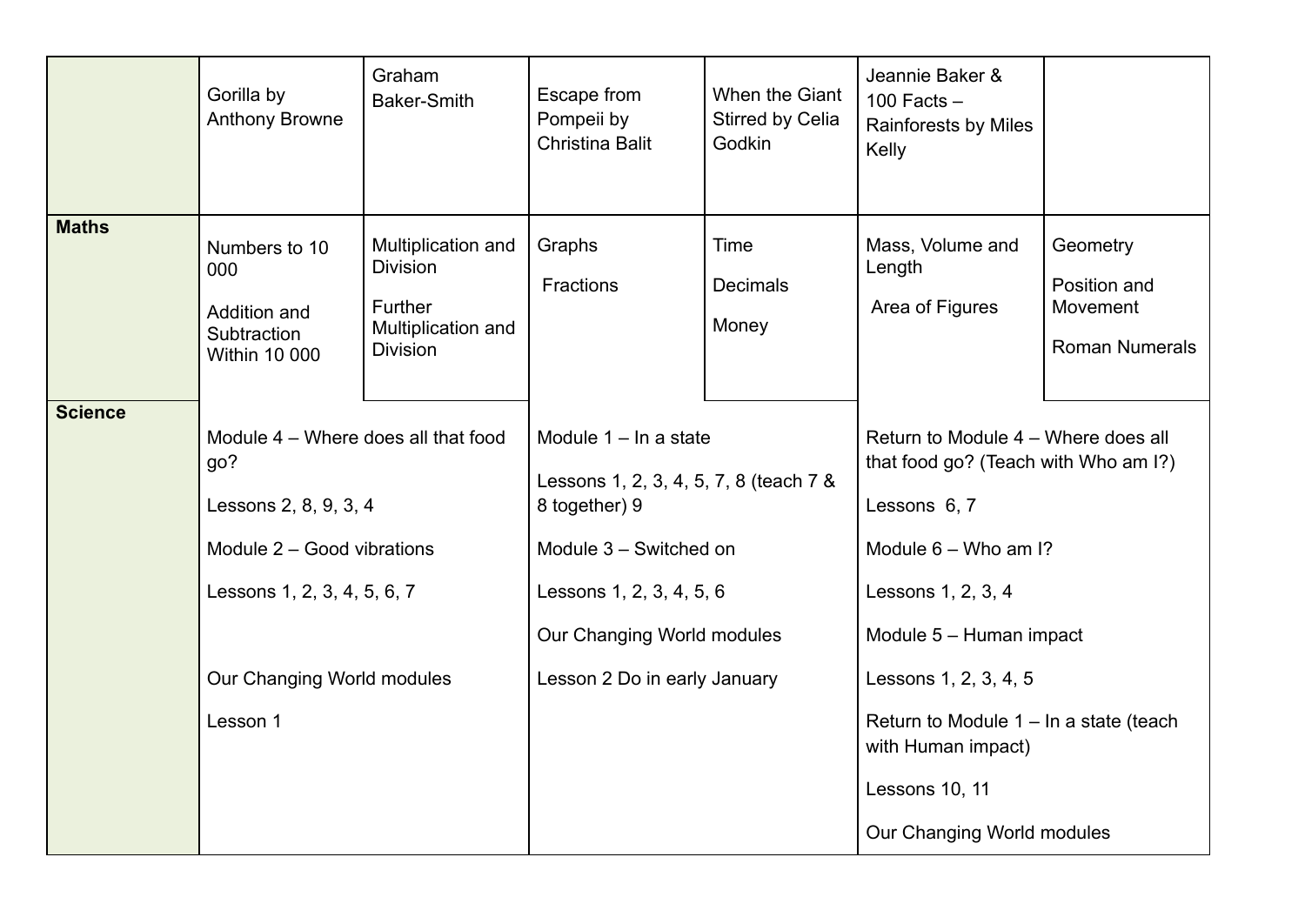| | Gorilla by Anthony Browne | Graham Baker-Smith | Escape from Pompeii by Christina Balit | When the Giant Stirred by Celia Godkin | Jeannie Baker & 100 Facts – Rainforests by Miles Kelly | |
|---|---|---|---|---|---|---|
| **Maths** | Numbers to 10 000<br><br>Addition and Subtraction Within 10 000 | Multiplication and Division<br><br>Further Multiplication and Division | Graphs<br><br>Fractions | Time<br><br>Decimals<br><br>Money | Mass, Volume and Length<br><br>Area of Figures | Geometry<br><br>Position and Movement<br><br>Roman Numerals |
| **Science** | Module 4 – Where does all that food go?<br><br>Lessons 2, 8, 9, 3, 4<br><br>Module 2 – Good vibrations<br><br>Lessons 1, 2, 3, 4, 5, 6, 7<br><br>Our Changing World modules<br><br>Lesson 1 | | Module 1 – In a state<br><br>Lessons 1, 2, 3, 4, 5, 7, 8 (teach 7 & 8 together) 9<br><br>Module 3 – Switched on<br><br>Lessons 1, 2, 3, 4, 5, 6<br><br>Our Changing World modules<br><br>Lesson 2 Do in early January | | Return to Module 4 – Where does all that food go? (Teach with Who am I?)<br><br>Lessons 6, 7<br><br>Module 6 – Who am I?<br><br>Lessons 1, 2, 3, 4<br><br>Module 5 – Human impact<br><br>Lessons 1, 2, 3, 4, 5<br><br>Return to Module 1 – In a state (teach with Human impact)<br><br>Lessons 10, 11<br><br>Our Changing World modules | |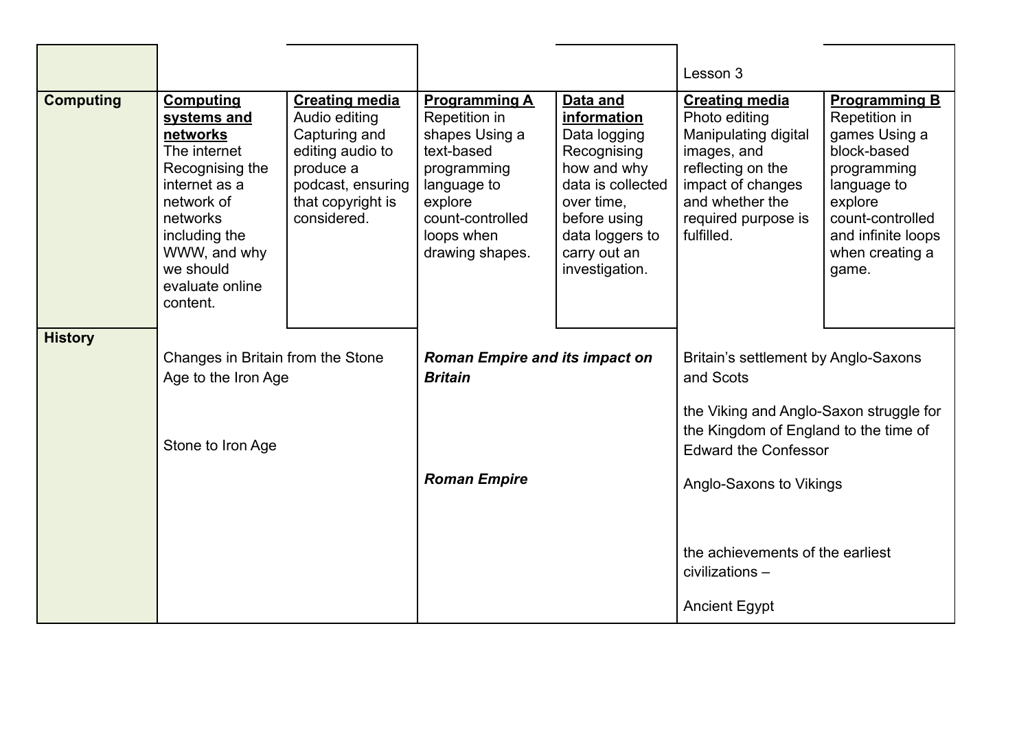| | | | | | | |
|---|---|---|---|---|---|---|
| | | | | | Lesson 3 | |
| **Computing** | **Computing systems and networks** The internet Recognising the internet as a network of networks including the WWW, and why we should evaluate online content. | **Creating media** Audio editing Capturing and editing audio to produce a podcast, ensuring that copyright is considered. | **Programming A** Repetition in shapes Using a text-based programming language to explore count-controlled loops when drawing shapes. | **Data and information** Data logging Recognising how and why data is collected over time, before using data loggers to carry out an investigation. | **Creating media** Photo editing Manipulating digital images, and reflecting on the impact of changes and whether the required purpose is fulfilled. | **Programming B** Repetition in games Using a block-based programming language to explore count-controlled and infinite loops when creating a game. |
| **History** | Changes in Britain from the Stone Age to the Iron Age<br><br>Stone to Iron Age | | ***Roman Empire and its impact on Britain***<br><br>***Roman Empire*** | | Britain's settlement by Anglo-Saxons and Scots<br><br>the Viking and Anglo-Saxon struggle for the Kingdom of England to the time of Edward the Confessor<br><br>Anglo-Saxons to Vikings<br><br>the achievements of the earliest civilizations –<br><br>Ancient Egypt | |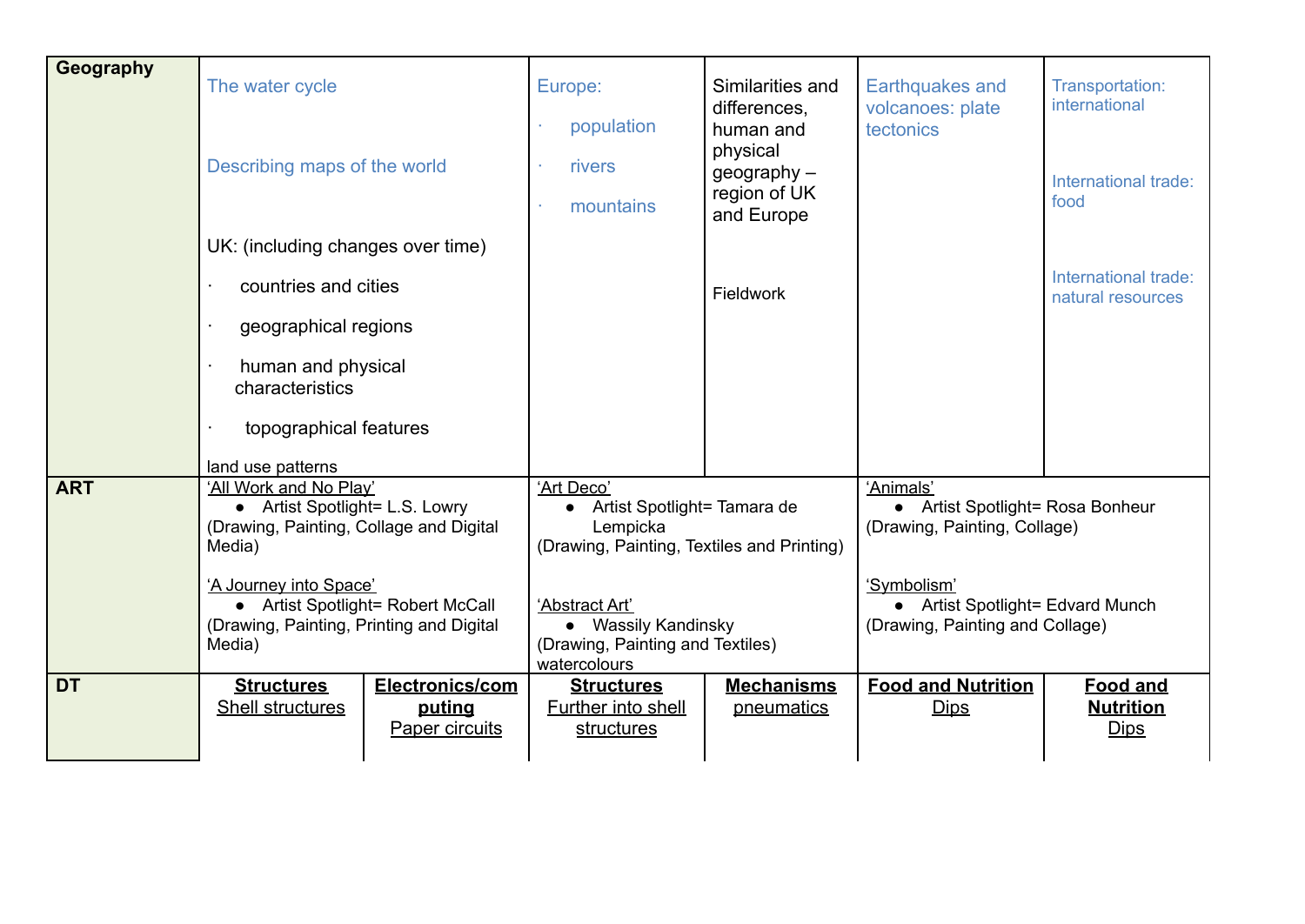| Geography | The water cycle<br><br>Describing maps of the world<br><br>UK: (including changes over time)<br>· countries and cities<br>· geographical regions<br>· human and physical characteristics<br>· topographical features<br><br>land use patterns | | Europe:<br>· population<br>· rivers<br>· mountains | Similarities and differences, human and physical geography – region of UK and Europe<br><br>Fieldwork | Earthquakes and volcanoes: plate tectonics | Transportation: international<br><br>International trade: food<br><br>International trade: natural resources |
|---|---|---|---|---|---|---|
| **ART** | 'All Work and No Play'<br>● Artist Spotlight= L.S. Lowry<br>(Drawing, Painting, Collage and Digital Media)<br><br>'A Journey into Space'<br>● Artist Spotlight= Robert McCall<br>(Drawing, Painting, Printing and Digital Media) | | 'Art Deco'<br>● Artist Spotlight= Tamara de Lempicka<br>(Drawing, Painting, Textiles and Printing)<br><br>'Abstract Art'<br>● Wassily Kandinsky<br>(Drawing, Painting and Textiles) watercolours | | 'Animals'<br>● Artist Spotlight= Rosa Bonheur<br>(Drawing, Painting, Collage)<br><br>'Symbolism'<br>● Artist Spotlight= Edvard Munch<br>(Drawing, Painting and Collage) | |
| **DT** | **Structures**<br>Shell structures | **Electronics/computing**<br>Paper circuits | **Structures**<br>Further into shell structures | **Mechanisms**<br>pneumatics | **Food and Nutrition**<br>Dips | **Food and Nutrition**<br>Dips |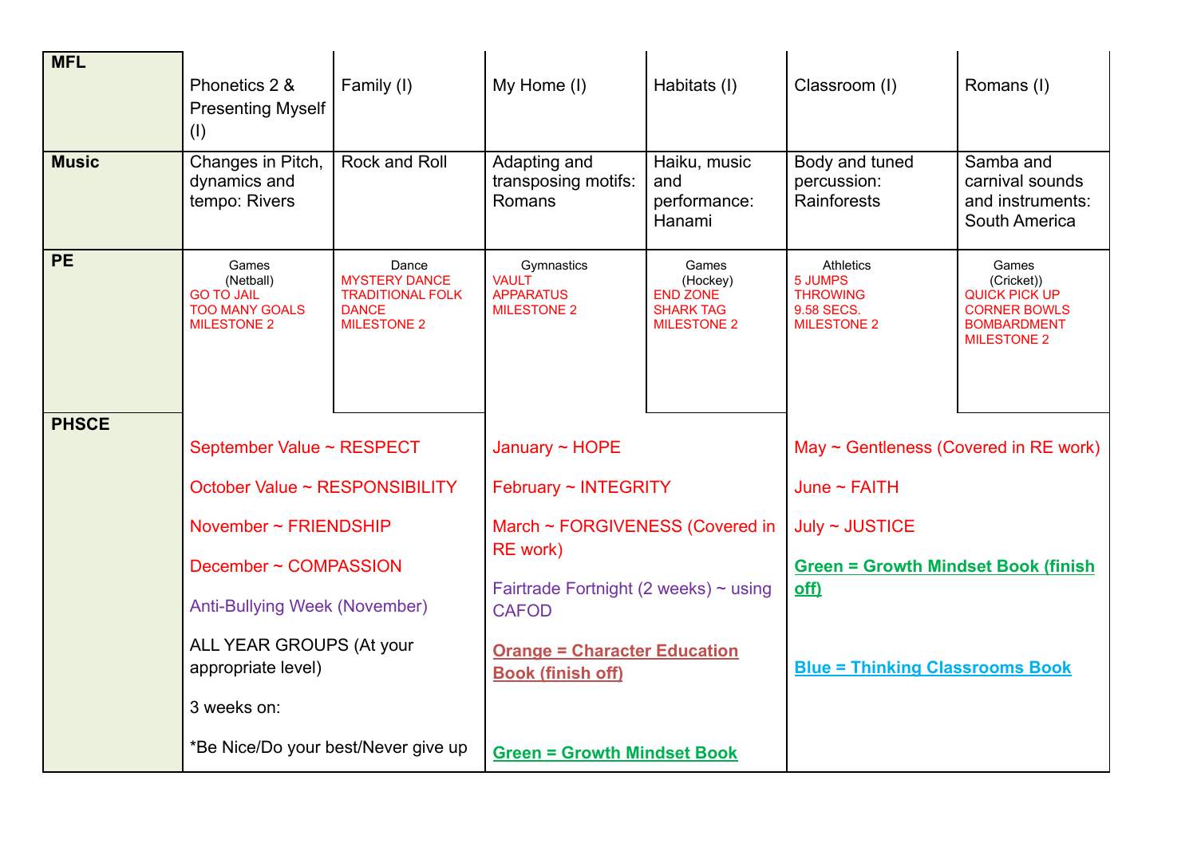| MFL | Phonetics 2 & Presenting Myself (I) | Family (I) | My Home (I) | Habitats (I) | Classroom (I) | Romans (I) |
|---|---|---|---|---|---|---|
| **Music** | Changes in Pitch, dynamics and tempo: Rivers | Rock and Roll | Adapting and transposing motifs: Romans | Haiku, music and performance: Hanami | Body and tuned percussion: Rainforests | Samba and carnival sounds and instruments: South America |
| **PE** | Games (Netball) GO TO JAIL TOO MANY GOALS MILESTONE 2 | Dance MYSTERY DANCE TRADITIONAL FOLK DANCE MILESTONE 2 | Gymnastics VAULT APPARATUS MILESTONE 2 | Games (Hockey) END ZONE SHARK TAG MILESTONE 2 | Athletics 5 JUMPS THROWING 9.58 SECS. MILESTONE 2 | Games (Cricket)) QUICK PICK UP CORNER BOWLS BOMBARDMENT MILESTONE 2 |
| **PHSCE** | September Value ~ RESPECT<br>October Value ~ RESPONSIBILITY<br>November ~ FRIENDSHIP<br>December ~ COMPASSION<br>Anti-Bullying Week (November)<br>ALL YEAR GROUPS (At your appropriate level)<br>3 weeks on:<br>*Be Nice/Do your best/Never give up | | January ~ HOPE<br>February ~ INTEGRITY<br>March ~ FORGIVENESS (Covered in RE work)<br>Fairtrade Fortnight (2 weeks) ~ using CAFOD<br>**Orange = Character Education Book (finish off)**<br>**Green = Growth Mindset Book** | | May ~ Gentleness (Covered in RE work)<br>June ~ FAITH<br>July ~ JUSTICE<br>**Green = Growth Mindset Book (finish off)**<br>**Blue = Thinking Classrooms Book** | |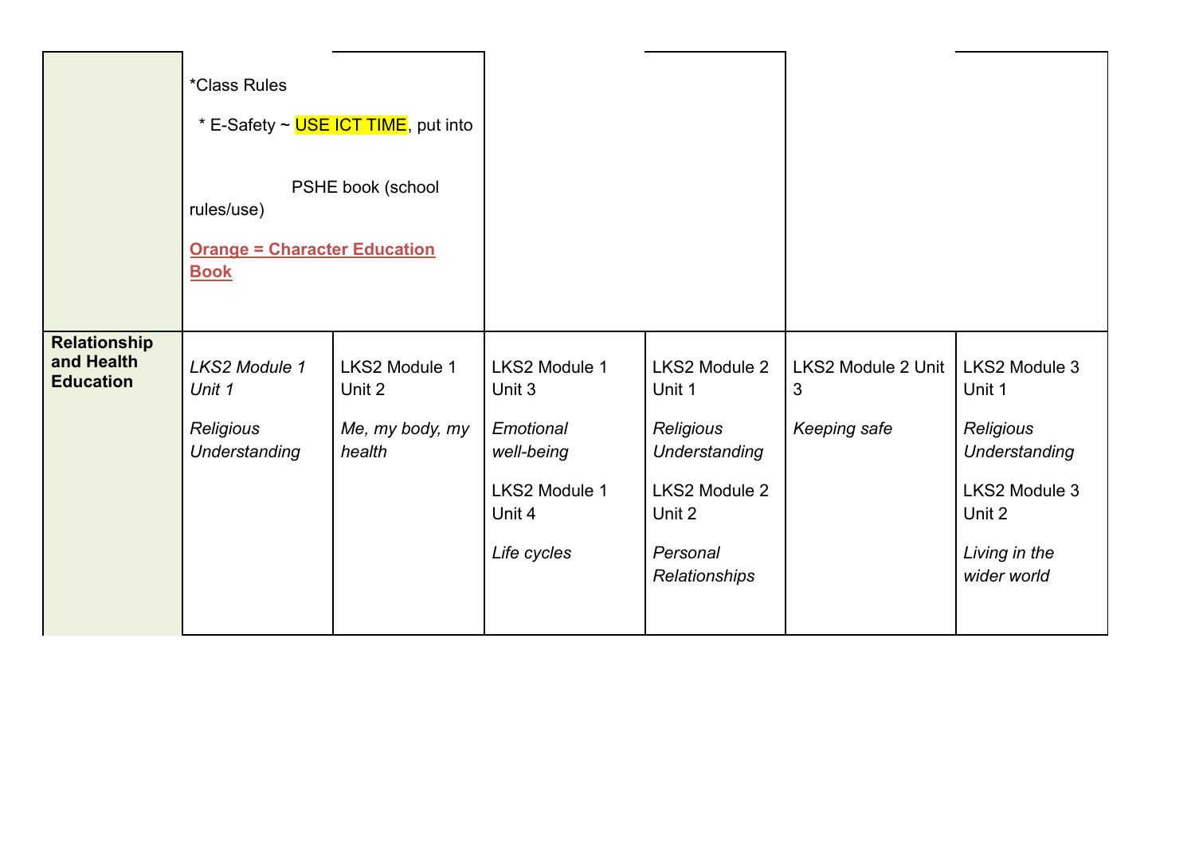| | | | | | | |
|---|---|---|---|---|---|---|
| | *Class Rules<br><br>* E-Safety ~ USE ICT TIME, put into PSHE book (school rules/use)<br><br>**Orange = Character Education Book** | | | | | |
| **Relationship and Health Education** | *LKS2 Module 1 Unit 1*<br><br>*Religious Understanding* | LKS2 Module 1 Unit 2<br><br>*Me, my body, my health* | LKS2 Module 1 Unit 3<br><br>*Emotional well-being*<br><br>LKS2 Module 1 Unit 4<br><br>*Life cycles* | LKS2 Module 2 Unit 1<br><br>*Religious Understanding*<br><br>LKS2 Module 2 Unit 2<br><br>*Personal Relationships* | LKS2 Module 2 Unit 3<br><br>*Keeping safe* | LKS2 Module 3 Unit 1<br><br>*Religious Understanding*<br><br>LKS2 Module 3 Unit 2<br><br>*Living in the wider world* |